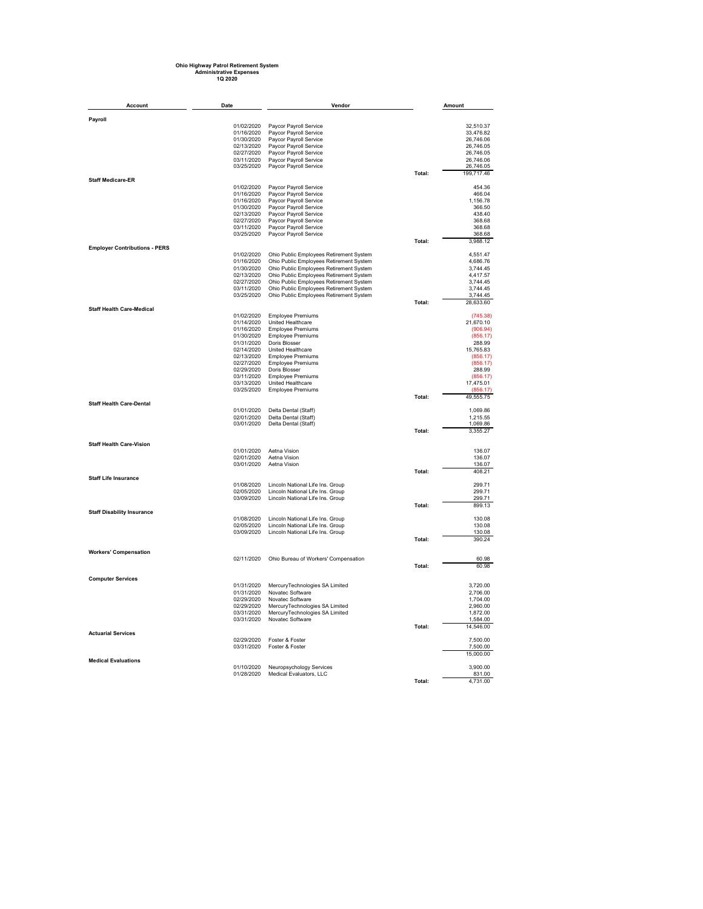**Ohio Highway Patrol Retirement System**
**Administrative Expenses**
**1Q 2020**

| Account | Date | Vendor | | Amount |
|---|---|---|---|---|
| **Payroll** | | | | |
| | 01/02/2020 | Paycor Payroll Service | | 32,510.37 |
| | 01/16/2020 | Paycor Payroll Service | | 33,476.82 |
| | 01/30/2020 | Paycor Payroll Service | | 26,746.06 |
| | 02/13/2020 | Paycor Payroll Service | | 26,746.05 |
| | 02/27/2020 | Paycor Payroll Service | | 26,746.05 |
| | 03/11/2020 | Paycor Payroll Service | | 26,746.06 |
| | 03/25/2020 | Paycor Payroll Service | | 26,746.05 |
| | | | Total: | 199,717.46 |
| **Staff Medicare-ER** | | | | |
| | 01/02/2020 | Paycor Payroll Service | | 454.36 |
| | 01/16/2020 | Paycor Payroll Service | | 466.04 |
| | 01/16/2020 | Paycor Payroll Service | | 1,156.78 |
| | 01/30/2020 | Paycor Payroll Service | | 366.50 |
| | 02/13/2020 | Paycor Payroll Service | | 438.40 |
| | 02/27/2020 | Paycor Payroll Service | | 368.68 |
| | 03/11/2020 | Paycor Payroll Service | | 368.68 |
| | 03/25/2020 | Paycor Payroll Service | | 368.68 |
| | | | Total: | 3,988.12 |
| **Employer Contributions - PERS** | | | | |
| | 01/02/2020 | Ohio Public Employees Retirement System | | 4,551.47 |
| | 01/16/2020 | Ohio Public Employees Retirement System | | 4,686.76 |
| | 01/30/2020 | Ohio Public Employees Retirement System | | 3,744.45 |
| | 02/13/2020 | Ohio Public Employees Retirement System | | 4,417.57 |
| | 02/27/2020 | Ohio Public Employees Retirement System | | 3,744.45 |
| | 03/11/2020 | Ohio Public Employees Retirement System | | 3,744.45 |
| | 03/25/2020 | Ohio Public Employees Retirement System | | 3,744.45 |
| | | | Total: | 28,633.60 |
| **Staff Health Care-Medical** | | | | |
| | 01/02/2020 | Employee Premiums | | (745.38) |
| | 01/14/2020 | United Healthcare | | 21,670.10 |
| | 01/16/2020 | Employee Premiums | | (906.94) |
| | 01/30/2020 | Employee Premiums | | (856.17) |
| | 01/31/2020 | Doris Blosser | | 288.99 |
| | 02/14/2020 | United Healthcare | | 15,765.83 |
| | 02/13/2020 | Employee Premiums | | (856.17) |
| | 02/27/2020 | Employee Premiums | | (856.17) |
| | 02/29/2020 | Doris Blosser | | 288.99 |
| | 03/11/2020 | Employee Premiums | | (856.17) |
| | 03/13/2020 | United Healthcare | | 17,475.01 |
| | 03/25/2020 | Employee Premiums | | (856.17) |
| | | | Total: | 49,555.75 |
| **Staff Health Care-Dental** | | | | |
| | 01/01/2020 | Delta Dental (Staff) | | 1,069.86 |
| | 02/01/2020 | Delta Dental (Staff) | | 1,215.55 |
| | 03/01/2020 | Delta Dental (Staff) | | 1,069.86 |
| | | | Total: | 3,355.27 |
| **Staff Health Care-Vision** | | | | |
| | 01/01/2020 | Aetna Vision | | 136.07 |
| | 02/01/2020 | Aetna Vision | | 136.07 |
| | 03/01/2020 | Aetna Vision | | 136.07 |
| | | | Total: | 408.21 |
| **Staff Life Insurance** | | | | |
| | 01/08/2020 | Lincoln National Life Ins. Group | | 299.71 |
| | 02/05/2020 | Lincoln National Life Ins. Group | | 299.71 |
| | 03/09/2020 | Lincoln National Life Ins. Group | | 299.71 |
| | | | Total: | 899.13 |
| **Staff Disability Insurance** | | | | |
| | 01/08/2020 | Lincoln National Life Ins. Group | | 130.08 |
| | 02/05/2020 | Lincoln National Life Ins. Group | | 130.08 |
| | 03/09/2020 | Lincoln National Life Ins. Group | | 130.08 |
| | | | Total: | 390.24 |
| **Workers' Compensation** | | | | |
| | 02/11/2020 | Ohio Bureau of Workers' Compensation | | 60.98 |
| | | | Total: | 60.98 |
| **Computer Services** | | | | |
| | 01/31/2020 | MercuryTechnologies SA Limited | | 3,720.00 |
| | 01/31/2020 | Novatec Software | | 2,706.00 |
| | 02/29/2020 | Novatec Software | | 1,704.00 |
| | 02/29/2020 | MercuryTechnologies SA Limited | | 2,960.00 |
| | 03/31/2020 | MercuryTechnologies SA Limited | | 1,872.00 |
| | 03/31/2020 | Novatec Software | | 1,584.00 |
| | | | Total: | 14,546.00 |
| **Actuarial Services** | | | | |
| | 02/29/2020 | Foster & Foster | | 7,500.00 |
| | 03/31/2020 | Foster & Foster | | 7,500.00 |
| | | | | 15,000.00 |
| **Medical Evaluations** | | | | |
| | 01/10/2020 | Neuropsychology Services | | 3,900.00 |
| | 01/28/2020 | Medical Evaluators, LLC | | 831.00 |
| | | | Total: | 4,731.00 |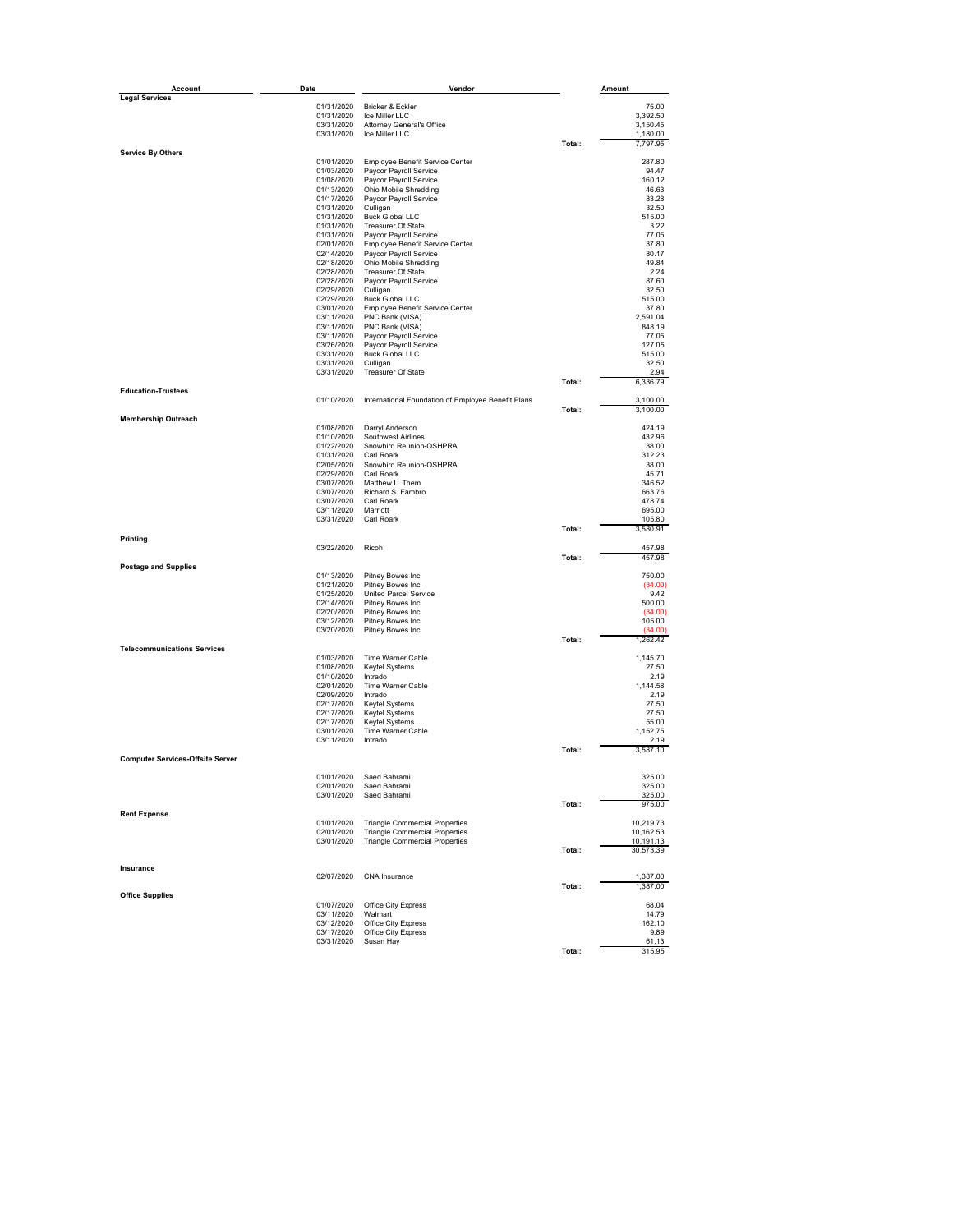| Account | Date | Vendor | | Amount |
|---|---|---|---|---|
| **Legal Services** | | | | |
| | 01/31/2020 | Bricker & Eckler | | 75.00 |
| | 01/31/2020 | Ice Miller LLC | | 3,392.50 |
| | 03/31/2020 | Attorney General's Office | | 3,150.45 |
| | 03/31/2020 | Ice Miller LLC | | 1,180.00 |
| | | | Total: | 7,797.95 |
| **Service By Others** | | | | |
| | 01/01/2020 | Employee Benefit Service Center | | 287.80 |
| | 01/03/2020 | Paycor Payroll Service | | 94.47 |
| | 01/08/2020 | Paycor Payroll Service | | 160.12 |
| | 01/13/2020 | Ohio Mobile Shredding | | 46.63 |
| | 01/17/2020 | Paycor Payroll Service | | 83.28 |
| | 01/31/2020 | Culligan | | 32.50 |
| | 01/31/2020 | Buck Global LLC | | 515.00 |
| | 01/31/2020 | Treasurer Of State | | 3.22 |
| | 01/31/2020 | Paycor Payroll Service | | 77.05 |
| | 02/01/2020 | Employee Benefit Service Center | | 37.80 |
| | 02/14/2020 | Paycor Payroll Service | | 80.17 |
| | 02/18/2020 | Ohio Mobile Shredding | | 49.84 |
| | 02/28/2020 | Treasurer Of State | | 2.24 |
| | 02/28/2020 | Paycor Payroll Service | | 87.60 |
| | 02/29/2020 | Culligan | | 32.50 |
| | 02/29/2020 | Buck Global LLC | | 515.00 |
| | 03/01/2020 | Employee Benefit Service Center | | 37.80 |
| | 03/11/2020 | PNC Bank (VISA) | | 2,591.04 |
| | 03/11/2020 | PNC Bank (VISA) | | 848.19 |
| | 03/11/2020 | Paycor Payroll Service | | 77.05 |
| | 03/26/2020 | Paycor Payroll Service | | 127.05 |
| | 03/31/2020 | Buck Global LLC | | 515.00 |
| | 03/31/2020 | Culligan | | 32.50 |
| | 03/31/2020 | Treasurer Of State | | 2.94 |
| | | | Total: | 6,336.79 |
| **Education-Trustees** | | | | |
| | 01/10/2020 | International Foundation of Employee Benefit Plans | | 3,100.00 |
| | | | Total: | 3,100.00 |
| **Membership Outreach** | | | | |
| | 01/08/2020 | Darryl Anderson | | 424.19 |
| | 01/10/2020 | Southwest Airlines | | 432.96 |
| | 01/22/2020 | Snowbird Reunion-OSHPRA | | 38.00 |
| | 01/31/2020 | Carl Roark | | 312.23 |
| | 02/05/2020 | Snowbird Reunion-OSHPRA | | 38.00 |
| | 02/29/2020 | Carl Roark | | 45.71 |
| | 03/07/2020 | Matthew L. Them | | 346.52 |
| | 03/07/2020 | Richard S. Fambro | | 663.76 |
| | 03/07/2020 | Carl Roark | | 478.74 |
| | 03/11/2020 | Marriott | | 695.00 |
| | 03/31/2020 | Carl Roark | | 105.80 |
| | | | Total: | 3,580.91 |
| **Printing** | | | | |
| | 03/22/2020 | Ricoh | | 457.98 |
| | | | Total: | 457.98 |
| **Postage and Supplies** | | | | |
| | 01/13/2020 | Pitney Bowes Inc | | 750.00 |
| | 01/21/2020 | Pitney Bowes Inc | | (34.00) |
| | 01/25/2020 | United Parcel Service | | 9.42 |
| | 02/14/2020 | Pitney Bowes Inc | | 500.00 |
| | 02/20/2020 | Pitney Bowes Inc | | (34.00) |
| | 03/12/2020 | Pitney Bowes Inc | | 105.00 |
| | 03/20/2020 | Pitney Bowes Inc | | (34.00) |
| | | | Total: | 1,262.42 |
| **Telecommunications Services** | | | | |
| | 01/03/2020 | Time Warner Cable | | 1,145.70 |
| | 01/08/2020 | Keytel Systems | | 27.50 |
| | 01/10/2020 | Intrado | | 2.19 |
| | 02/01/2020 | Time Warner Cable | | 1,144.58 |
| | 02/09/2020 | Intrado | | 2.19 |
| | 02/17/2020 | Keytel Systems | | 27.50 |
| | 02/17/2020 | Keytel Systems | | 27.50 |
| | 02/17/2020 | Keytel Systems | | 55.00 |
| | 03/01/2020 | Time Warner Cable | | 1,152.75 |
| | 03/11/2020 | Intrado | | 2.19 |
| | | | Total: | 3,587.10 |
| **Computer Services-Offsite Server** | | | | |
| | 01/01/2020 | Saed Bahrami | | 325.00 |
| | 02/01/2020 | Saed Bahrami | | 325.00 |
| | 03/01/2020 | Saed Bahrami | | 325.00 |
| | | | Total: | 975.00 |
| **Rent Expense** | | | | |
| | 01/01/2020 | Triangle Commercial Properties | | 10,219.73 |
| | 02/01/2020 | Triangle Commercial Properties | | 10,162.53 |
| | 03/01/2020 | Triangle Commercial Properties | | 10,191.13 |
| | | | Total: | 30,573.39 |
| **Insurance** | | | | |
| | 02/07/2020 | CNA Insurance | | 1,387.00 |
| | | | Total: | 1,387.00 |
| **Office Supplies** | | | | |
| | 01/07/2020 | Office City Express | | 68.04 |
| | 03/11/2020 | Walmart | | 14.79 |
| | 03/12/2020 | Office City Express | | 162.10 |
| | 03/17/2020 | Office City Express | | 9.89 |
| | 03/31/2020 | Susan Hay | | 61.13 |
| | | | Total: | 315.95 |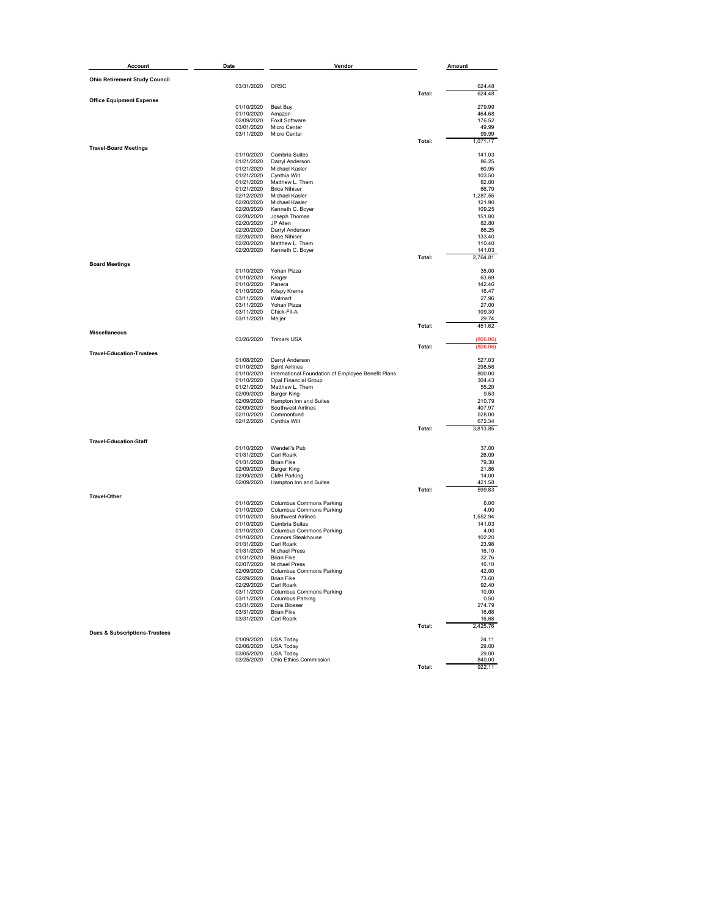| Account | Date | Vendor | | Amount |
|---|---|---|---|---|
| **Ohio Retirement Study Council** | | | | |
| | 03/31/2020 | ORSC | | 624.48 |
| | | | Total: | 624.48 |
| **Office Equipment Expense** | | | | |
| | 01/10/2020 | Best Buy | | 279.99 |
| | 01/10/2020 | Amazon | | 464.68 |
| | 02/09/2020 | Foxit Software | | 176.52 |
| | 03/01/2020 | Micro Center | | 49.99 |
| | 03/11/2020 | Micro Center | | 99.99 |
| | | | Total: | 1,071.17 |
| **Travel-Board Meetings** | | | | |
| | 01/10/2020 | Cambria Suites | | 141.03 |
| | 01/21/2020 | Darryl Anderson | | 86.25 |
| | 01/21/2020 | Michael Kasler | | 60.95 |
| | 01/21/2020 | Cynthia Wilt | | 103.50 |
| | 01/21/2020 | Matthew L. Them | | 82.00 |
| | 01/21/2020 | Brice Nihiser | | 66.70 |
| | 02/12/2020 | Michael Kasler | | 1,287.55 |
| | 02/20/2020 | Michael Kasler | | 121.90 |
| | 02/20/2020 | Kenneth C. Boyer | | 109.25 |
| | 02/20/2020 | Joseph Thomas | | 151.80 |
| | 02/20/2020 | JP Allen | | 82.80 |
| | 02/20/2020 | Darryl Anderson | | 86.25 |
| | 02/20/2020 | Brice Nihiser | | 133.40 |
| | 02/20/2020 | Matthew L. Them | | 110.40 |
| | 02/20/2020 | Kenneth C. Boyer | | 141.03 |
| | | | Total: | 2,764.81 |
| **Board Meetings** | | | | |
| | 01/10/2020 | Yohan Pizza | | 35.00 |
| | 01/10/2020 | Kroger | | 63.69 |
| | 01/10/2020 | Panera | | 142.46 |
| | 01/10/2020 | Krispy Kreme | | 16.47 |
| | 03/11/2020 | Walmart | | 27.96 |
| | 03/11/2020 | Yohan Pizza | | 27.00 |
| | 03/11/2020 | Chick-Fil-A | | 109.30 |
| | 03/11/2020 | Meijer | | 29.74 |
| | | | Total: | 451.62 |
| **Miscellaneous** | | | | |
| | 03/26/2020 | Trimark USA | | (806.06) |
| | | | Total: | (806.06) |
| **Travel-Education-Trustees** | | | | |
| | 01/08/2020 | Darryl Anderson | | 527.03 |
| | 01/10/2020 | Spirit Airlines | | 298.56 |
| | 01/10/2020 | International Foundation of Employee Benefit Plans | | 800.00 |
| | 01/10/2020 | Opal Financial Group | | 304.43 |
| | 01/21/2020 | Matthew L. Them | | 55.20 |
| | 02/09/2020 | Burger King | | 9.53 |
| | 02/09/2020 | Hampton Inn and Suites | | 210.79 |
| | 02/09/2020 | Southwest Airlines | | 407.97 |
| | 02/10/2020 | Commonfund | | 528.00 |
| | 02/12/2020 | Cynthia Wilt | | 672.34 |
| | | | Total: | 3,813.85 |
| **Travel-Education-Staff** | | | | |
| | 01/10/2020 | Wendell's Pub | | 37.00 |
| | 01/31/2020 | Carl Roark | | 26.09 |
| | 01/31/2020 | Brian Fike | | 79.30 |
| | 02/09/2020 | Burger King | | 21.86 |
| | 02/09/2020 | CMH Parking | | 14.00 |
| | 02/09/2020 | Hampton Inn and Suites | | 421.58 |
| | | | Total: | 599.83 |
| **Travel-Other** | | | | |
| | 01/10/2020 | Columbus Commons Parking | | 6.00 |
| | 01/10/2020 | Columbus Commons Parking | | 4.00 |
| | 01/10/2020 | Southwest Airlines | | 1,552.94 |
| | 01/10/2020 | Cambria Suites | | 141.03 |
| | 01/10/2020 | Columbus Commons Parking | | 4.00 |
| | 01/10/2020 | Connors Steakhouse | | 102.20 |
| | 01/31/2020 | Carl Roark | | 23.98 |
| | 01/31/2020 | Michael Press | | 16.10 |
| | 01/31/2020 | Brian Fike | | 32.76 |
| | 02/07/2020 | Michael Press | | 16.10 |
| | 02/09/2020 | Columbus Commons Parking | | 42.00 |
| | 02/29/2020 | Brian Fike | | 73.60 |
| | 02/29/2020 | Carl Roark | | 92.40 |
| | 03/11/2020 | Columbus Commons Parking | | 10.00 |
| | 03/11/2020 | Columbus Parking | | 0.50 |
| | 03/31/2020 | Doris Blosser | | 274.79 |
| | 03/31/2020 | Brian Fike | | 16.68 |
| | 03/31/2020 | Carl Roark | | 16.68 |
| | | | Total: | 2,425.76 |
| **Dues & Subscriptions-Trustees** | | | | |
| | 01/09/2020 | USA Today | | 24.11 |
| | 02/06/2020 | USA Today | | 29.00 |
| | 03/05/2020 | USA Today | | 29.00 |
| | 03/25/2020 | Ohio Ethics Commission | | 840.00 |
| | | | Total: | 922.11 |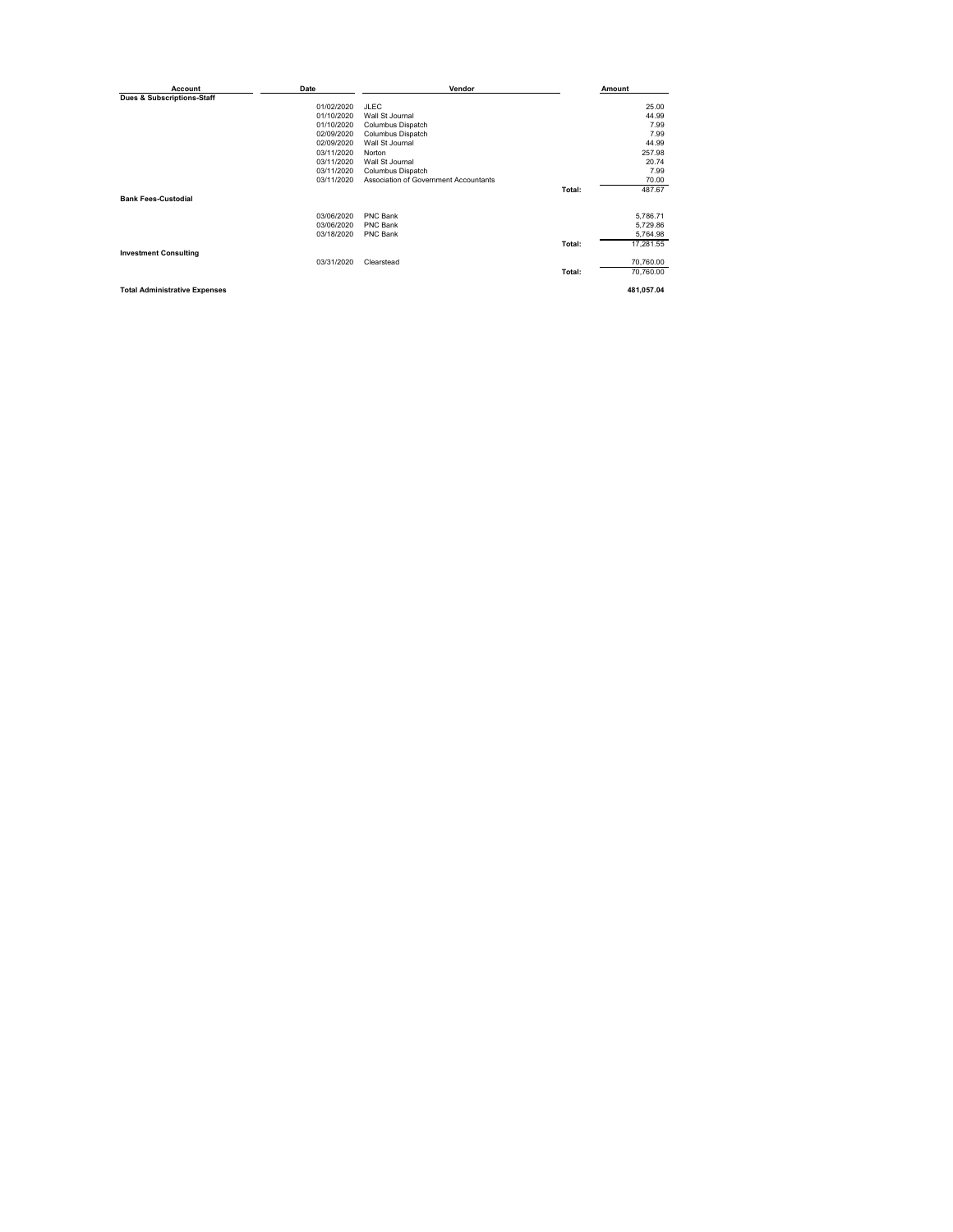| Account | Date | Vendor | | Amount |
| --- | --- | --- | --- | --- |
| **Dues & Subscriptions-Staff** | | | | |
| | 01/02/2020 | JLEC | | 25.00 |
| | 01/10/2020 | Wall St Journal | | 44.99 |
| | 01/10/2020 | Columbus Dispatch | | 7.99 |
| | 02/09/2020 | Columbus Dispatch | | 7.99 |
| | 02/09/2020 | Wall St Journal | | 44.99 |
| | 03/11/2020 | Norton | | 257.98 |
| | 03/11/2020 | Wall St Journal | | 20.74 |
| | 03/11/2020 | Columbus Dispatch | | 7.99 |
| | 03/11/2020 | Association of Government Accountants | | 70.00 |
| | | | Total: | 487.67 |
| **Bank Fees-Custodial** | | | | |
| | 03/06/2020 | PNC Bank | | 5,786.71 |
| | 03/06/2020 | PNC Bank | | 5,729.86 |
| | 03/18/2020 | PNC Bank | | 5,764.98 |
| | | | Total: | 17,281.55 |
| **Investment Consulting** | | | | |
| | 03/31/2020 | Clearstead | | 70,760.00 |
| | | | Total: | 70,760.00 |
| **Total Administrative Expenses** | | | | **481,057.04** |